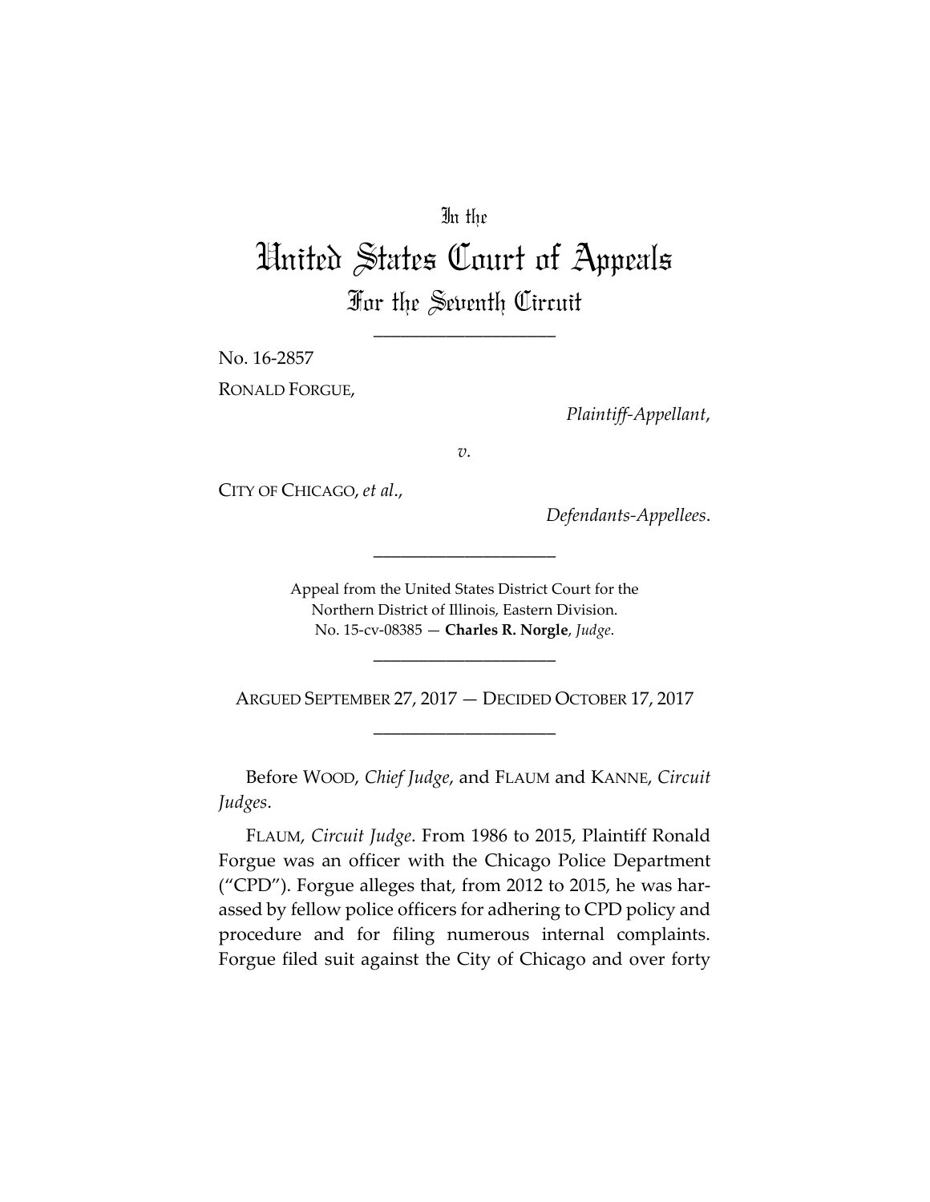In the

# United States Court of Appeals

## For the Seventh Circuit

____________________

No. 16-2857

RONALD FORGUE,

*Plaintiff-Appellant*,

*v.*

CITY OF CHICAGO, *et al*.,

*Defendants-Appellees*.

____________________

Appeal from the United States District Court for the Northern District of Illinois, Eastern Division.
No. 15-cv-08385 — **Charles R. Norgle**, *Judge*.

____________________

ARGUED SEPTEMBER 27, 2017 — DECIDED OCTOBER 17, 2017

____________________

Before WOOD, *Chief Judge*, and FLAUM and KANNE, *Circuit Judges*.

FLAUM, *Circuit Judge*. From 1986 to 2015, Plaintiff Ronald Forgue was an officer with the Chicago Police Department ("CPD"). Forgue alleges that, from 2012 to 2015, he was harassed by fellow police officers for adhering to CPD policy and procedure and for filing numerous internal complaints. Forgue filed suit against the City of Chicago and over forty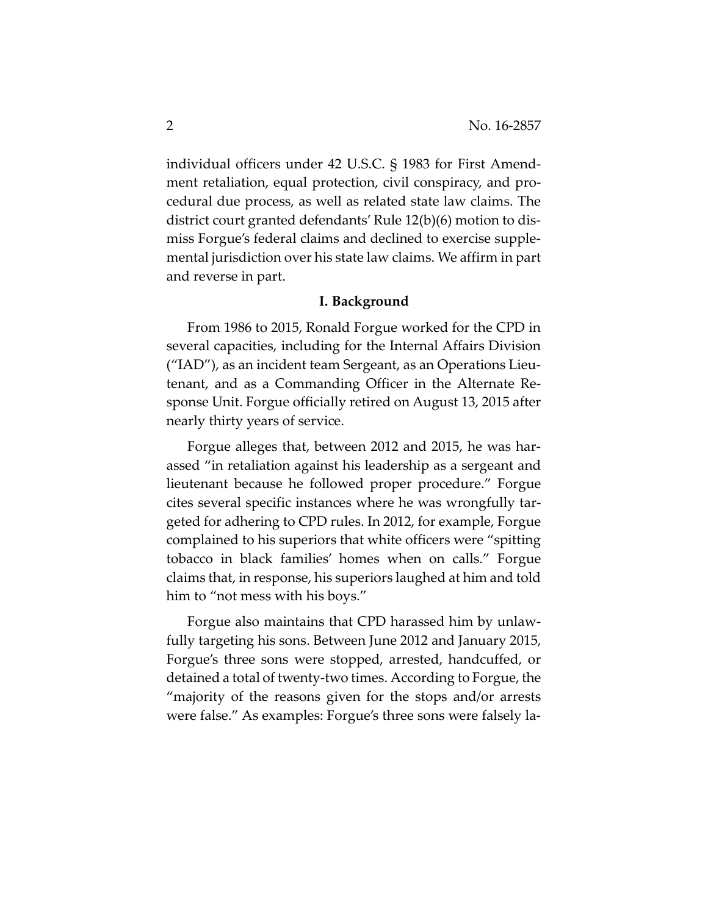individual officers under 42 U.S.C. § 1983 for First Amendment retaliation, equal protection, civil conspiracy, and procedural due process, as well as related state law claims. The district court granted defendants' Rule 12(b)(6) motion to dismiss Forgue's federal claims and declined to exercise supplemental jurisdiction over his state law claims. We affirm in part and reverse in part.

## I. Background

From 1986 to 2015, Ronald Forgue worked for the CPD in several capacities, including for the Internal Affairs Division ("IAD"), as an incident team Sergeant, as an Operations Lieutenant, and as a Commanding Officer in the Alternate Response Unit. Forgue officially retired on August 13, 2015 after nearly thirty years of service.

Forgue alleges that, between 2012 and 2015, he was harassed "in retaliation against his leadership as a sergeant and lieutenant because he followed proper procedure." Forgue cites several specific instances where he was wrongfully targeted for adhering to CPD rules. In 2012, for example, Forgue complained to his superiors that white officers were "spitting tobacco in black families' homes when on calls." Forgue claims that, in response, his superiors laughed at him and told him to "not mess with his boys."

Forgue also maintains that CPD harassed him by unlawfully targeting his sons. Between June 2012 and January 2015, Forgue's three sons were stopped, arrested, handcuffed, or detained a total of twenty-two times. According to Forgue, the "majority of the reasons given for the stops and/or arrests were false." As examples: Forgue's three sons were falsely la-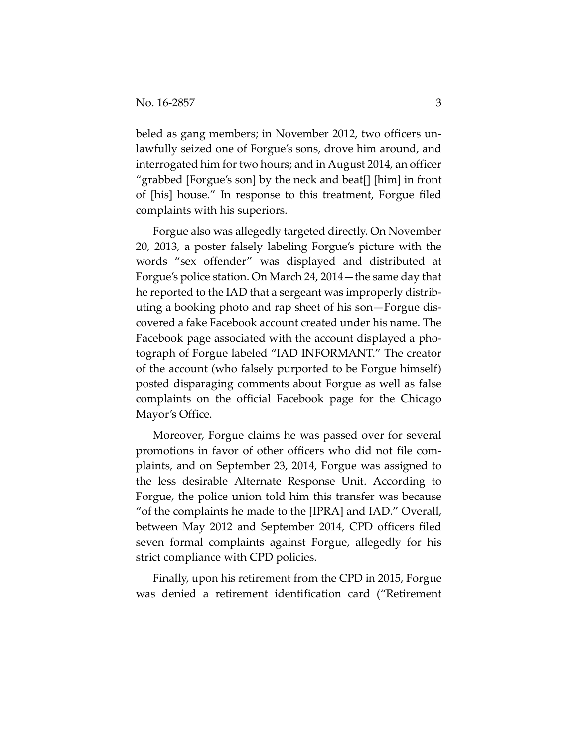beled as gang members; in November 2012, two officers unlawfully seized one of Forgue's sons, drove him around, and interrogated him for two hours; and in August 2014, an officer "grabbed [Forgue's son] by the neck and beat[] [him] in front of [his] house." In response to this treatment, Forgue filed complaints with his superiors.

Forgue also was allegedly targeted directly. On November 20, 2013, a poster falsely labeling Forgue's picture with the words "sex offender" was displayed and distributed at Forgue's police station. On March 24, 2014—the same day that he reported to the IAD that a sergeant was improperly distributing a booking photo and rap sheet of his son—Forgue discovered a fake Facebook account created under his name. The Facebook page associated with the account displayed a photograph of Forgue labeled "IAD INFORMANT." The creator of the account (who falsely purported to be Forgue himself) posted disparaging comments about Forgue as well as false complaints on the official Facebook page for the Chicago Mayor's Office.

Moreover, Forgue claims he was passed over for several promotions in favor of other officers who did not file complaints, and on September 23, 2014, Forgue was assigned to the less desirable Alternate Response Unit. According to Forgue, the police union told him this transfer was because "of the complaints he made to the [IPRA] and IAD." Overall, between May 2012 and September 2014, CPD officers filed seven formal complaints against Forgue, allegedly for his strict compliance with CPD policies.

Finally, upon his retirement from the CPD in 2015, Forgue was denied a retirement identification card ("Retirement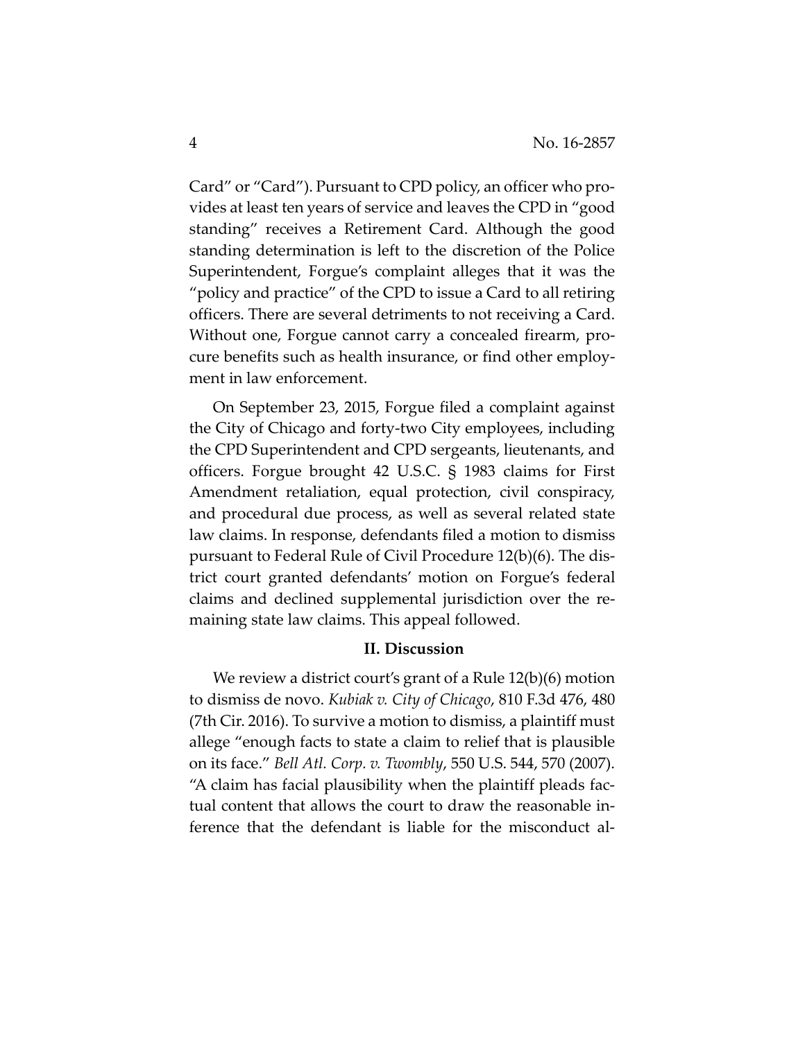Card" or "Card"). Pursuant to CPD policy, an officer who provides at least ten years of service and leaves the CPD in "good standing" receives a Retirement Card. Although the good standing determination is left to the discretion of the Police Superintendent, Forgue's complaint alleges that it was the "policy and practice" of the CPD to issue a Card to all retiring officers. There are several detriments to not receiving a Card. Without one, Forgue cannot carry a concealed firearm, procure benefits such as health insurance, or find other employment in law enforcement.

On September 23, 2015, Forgue filed a complaint against the City of Chicago and forty-two City employees, including the CPD Superintendent and CPD sergeants, lieutenants, and officers. Forgue brought 42 U.S.C. § 1983 claims for First Amendment retaliation, equal protection, civil conspiracy, and procedural due process, as well as several related state law claims. In response, defendants filed a motion to dismiss pursuant to Federal Rule of Civil Procedure 12(b)(6). The district court granted defendants' motion on Forgue's federal claims and declined supplemental jurisdiction over the remaining state law claims. This appeal followed.

## II. Discussion

We review a district court's grant of a Rule 12(b)(6) motion to dismiss de novo. *Kubiak v. City of Chicago*, 810 F.3d 476, 480 (7th Cir. 2016). To survive a motion to dismiss, a plaintiff must allege "enough facts to state a claim to relief that is plausible on its face." *Bell Atl. Corp. v. Twombly*, 550 U.S. 544, 570 (2007). "A claim has facial plausibility when the plaintiff pleads factual content that allows the court to draw the reasonable inference that the defendant is liable for the misconduct al-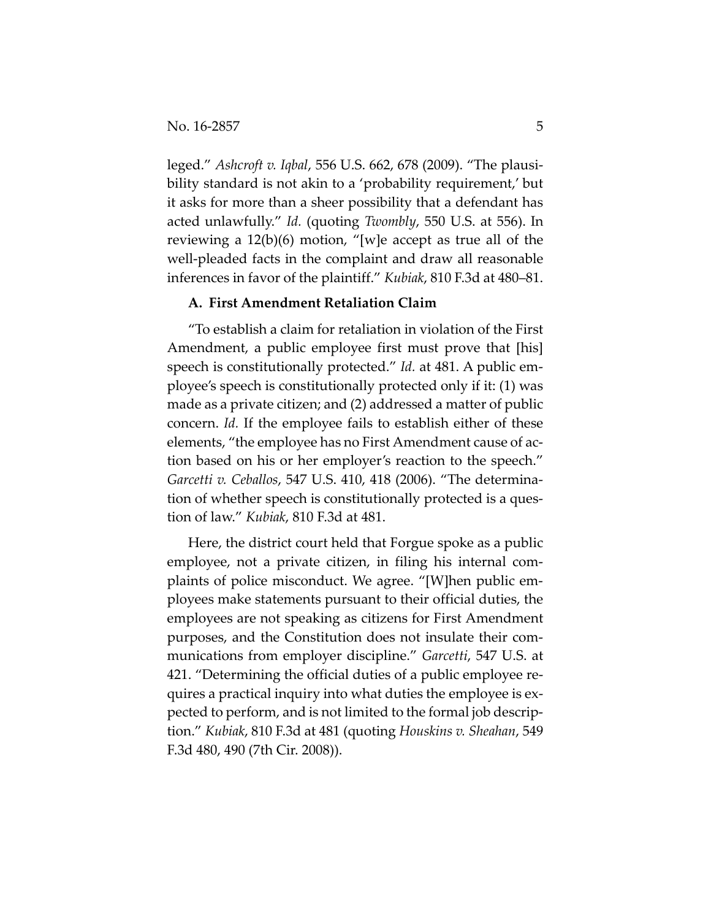leged." *Ashcroft v. Iqbal*, 556 U.S. 662, 678 (2009). "The plausibility standard is not akin to a 'probability requirement,' but it asks for more than a sheer possibility that a defendant has acted unlawfully." *Id.* (quoting *Twombly*, 550 U.S. at 556). In reviewing a 12(b)(6) motion, "[w]e accept as true all of the well-pleaded facts in the complaint and draw all reasonable inferences in favor of the plaintiff." *Kubiak*, 810 F.3d at 480–81.

### A. First Amendment Retaliation Claim

"To establish a claim for retaliation in violation of the First Amendment, a public employee first must prove that [his] speech is constitutionally protected." *Id.* at 481. A public employee's speech is constitutionally protected only if it: (1) was made as a private citizen; and (2) addressed a matter of public concern. *Id.* If the employee fails to establish either of these elements, "the employee has no First Amendment cause of action based on his or her employer's reaction to the speech." *Garcetti v. Ceballos*, 547 U.S. 410, 418 (2006). "The determination of whether speech is constitutionally protected is a question of law." *Kubiak*, 810 F.3d at 481.

Here, the district court held that Forgue spoke as a public employee, not a private citizen, in filing his internal complaints of police misconduct. We agree. "[W]hen public employees make statements pursuant to their official duties, the employees are not speaking as citizens for First Amendment purposes, and the Constitution does not insulate their communications from employer discipline." *Garcetti*, 547 U.S. at 421. "Determining the official duties of a public employee requires a practical inquiry into what duties the employee is expected to perform, and is not limited to the formal job description." *Kubiak*, 810 F.3d at 481 (quoting *Houskins v. Sheahan*, 549 F.3d 480, 490 (7th Cir. 2008)).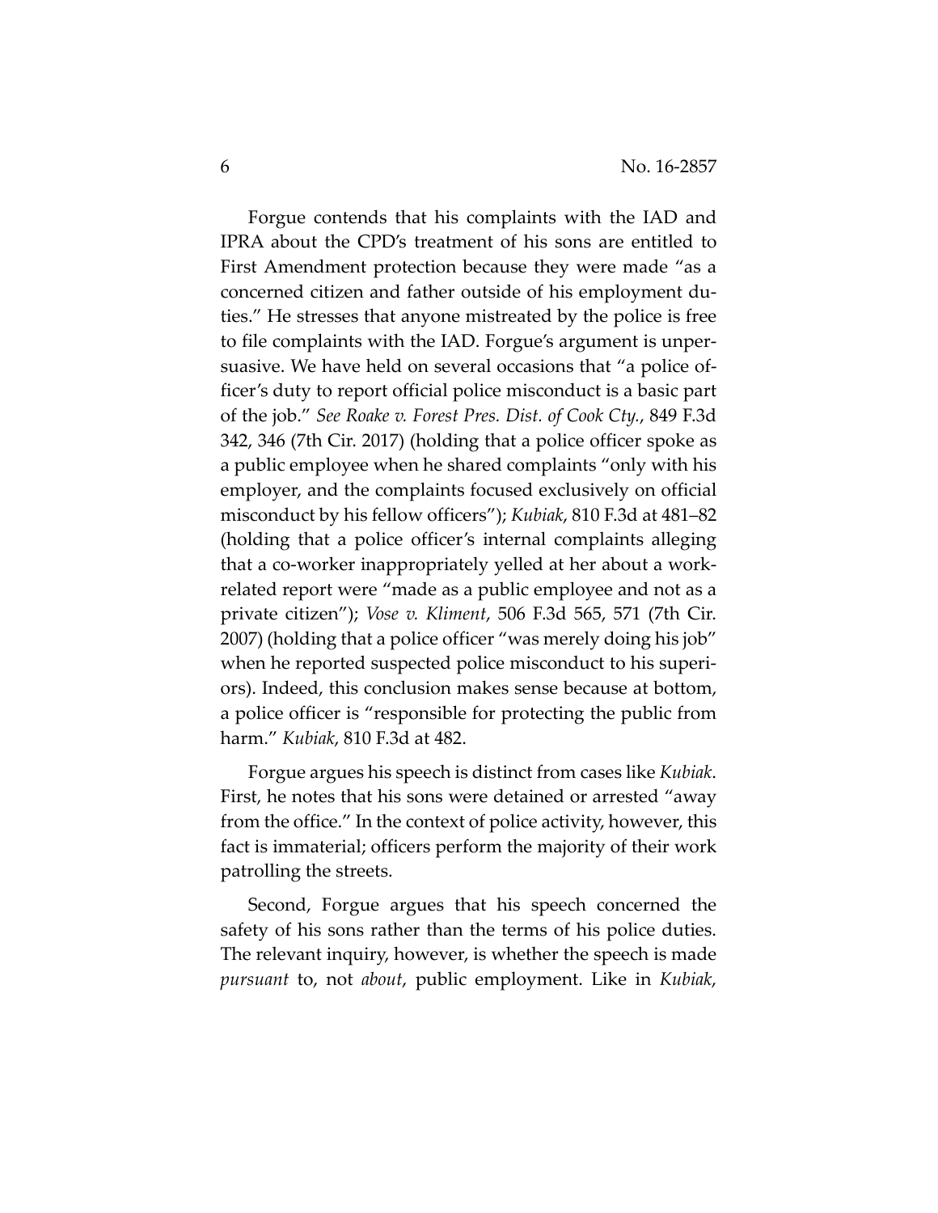Forgue contends that his complaints with the IAD and IPRA about the CPD's treatment of his sons are entitled to First Amendment protection because they were made "as a concerned citizen and father outside of his employment duties." He stresses that anyone mistreated by the police is free to file complaints with the IAD. Forgue's argument is unpersuasive. We have held on several occasions that "a police officer's duty to report official police misconduct is a basic part of the job." *See Roake v. Forest Pres. Dist. of Cook Cty.*, 849 F.3d 342, 346 (7th Cir. 2017) (holding that a police officer spoke as a public employee when he shared complaints "only with his employer, and the complaints focused exclusively on official misconduct by his fellow officers"); *Kubiak*, 810 F.3d at 481–82 (holding that a police officer's internal complaints alleging that a co-worker inappropriately yelled at her about a work-related report were "made as a public employee and not as a private citizen"); *Vose v. Kliment*, 506 F.3d 565, 571 (7th Cir. 2007) (holding that a police officer "was merely doing his job" when he reported suspected police misconduct to his superiors). Indeed, this conclusion makes sense because at bottom, a police officer is "responsible for protecting the public from harm." *Kubiak*, 810 F.3d at 482.

Forgue argues his speech is distinct from cases like *Kubiak*. First, he notes that his sons were detained or arrested "away from the office." In the context of police activity, however, this fact is immaterial; officers perform the majority of their work patrolling the streets.

Second, Forgue argues that his speech concerned the safety of his sons rather than the terms of his police duties. The relevant inquiry, however, is whether the speech is made *pursuant* to, not *about*, public employment. Like in *Kubiak*,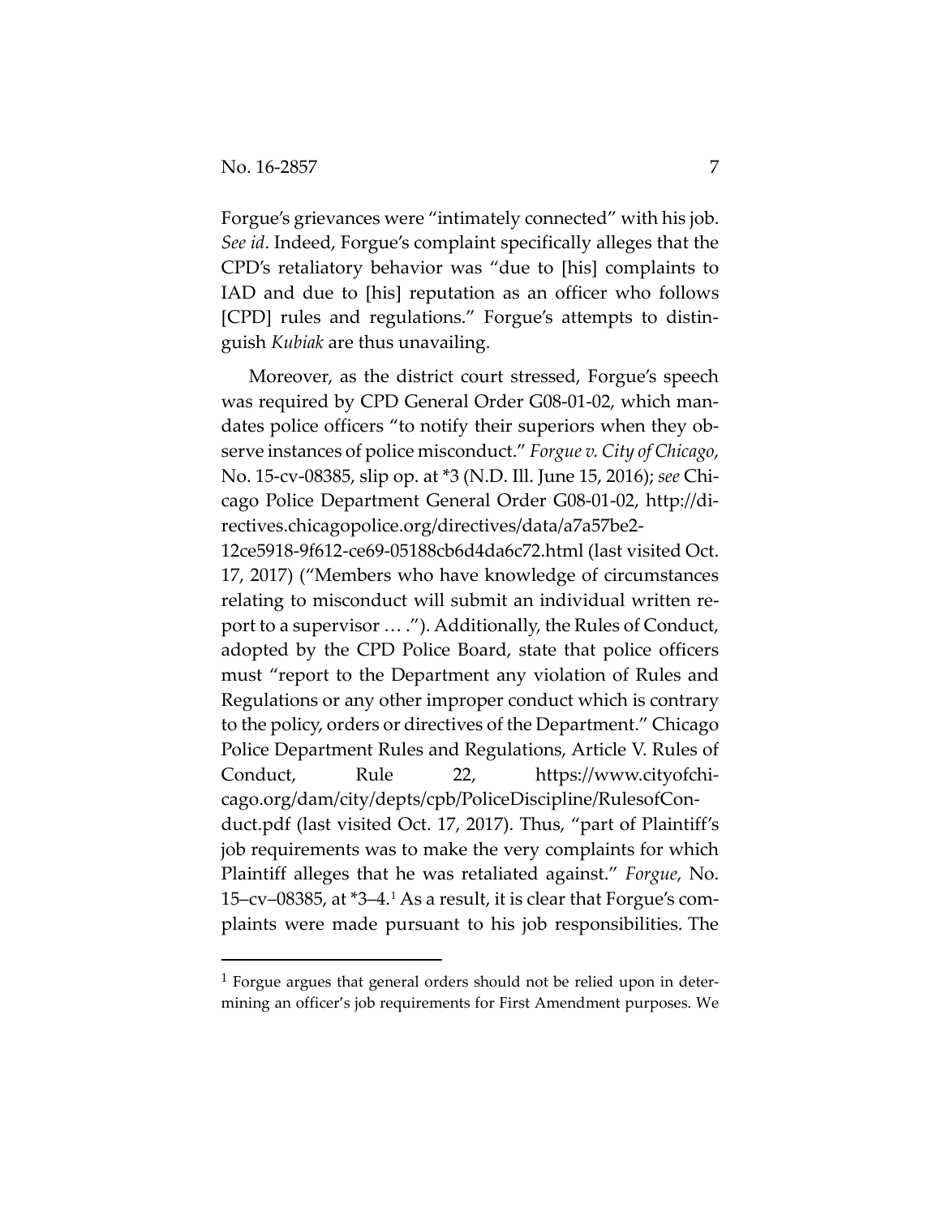Forgue's grievances were "intimately connected" with his job. *See id*. Indeed, Forgue's complaint specifically alleges that the CPD's retaliatory behavior was "due to [his] complaints to IAD and due to [his] reputation as an officer who follows [CPD] rules and regulations." Forgue's attempts to distinguish *Kubiak* are thus unavailing.

Moreover, as the district court stressed, Forgue's speech was required by CPD General Order G08-01-02, which mandates police officers "to notify their superiors when they observe instances of police misconduct." *Forgue v. City of Chicago*, No. 15-cv-08385, slip op. at *3 (N.D. Ill. June 15, 2016); *see* Chicago Police Department General Order G08-01-02, http://directives.chicagopolice.org/directives/data/a7a57be2-12ce5918-9f612-ce69-05188cb6d4da6c72.html (last visited Oct. 17, 2017) ("Members who have knowledge of circumstances relating to misconduct will submit an individual written report to a supervisor … ."). Additionally, the Rules of Conduct, adopted by the CPD Police Board, state that police officers must "report to the Department any violation of Rules and Regulations or any other improper conduct which is contrary to the policy, orders or directives of the Department." Chicago Police Department Rules and Regulations, Article V. Rules of Conduct, Rule 22, https://www.cityofchicago.org/dam/city/depts/cpb/PoliceDiscipline/RulesofConduct.pdf (last visited Oct. 17, 2017). Thus, "part of Plaintiff's job requirements was to make the very complaints for which Plaintiff alleges that he was retaliated against." *Forgue*, No. 15–cv–08385, at *3–4.[1] As a result, it is clear that Forgue's complaints were made pursuant to his job responsibilities. The

[1] Forgue argues that general orders should not be relied upon in determining an officer's job requirements for First Amendment purposes. We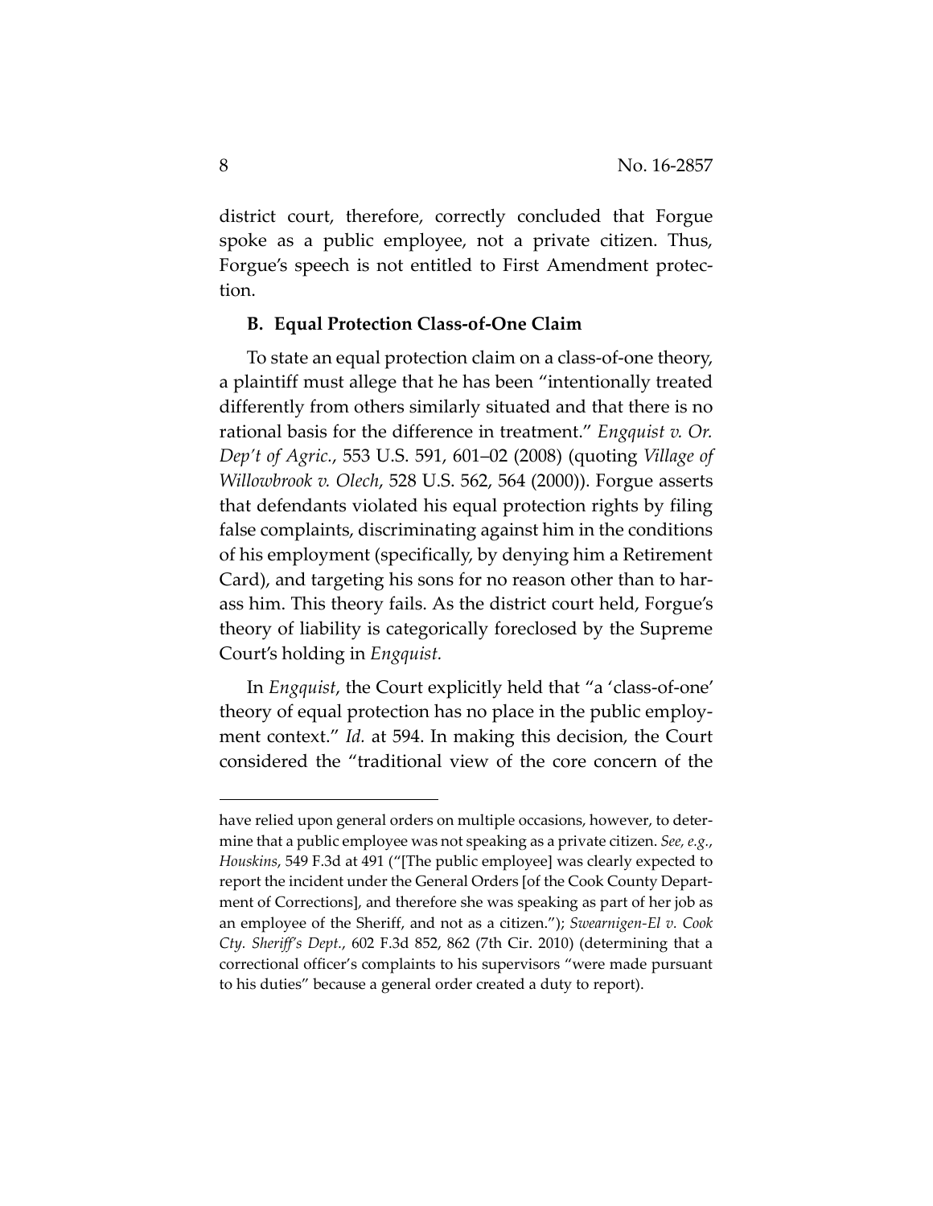district court, therefore, correctly concluded that Forgue spoke as a public employee, not a private citizen. Thus, Forgue's speech is not entitled to First Amendment protection.

### B. Equal Protection Class-of-One Claim

To state an equal protection claim on a class-of-one theory, a plaintiff must allege that he has been "intentionally treated differently from others similarly situated and that there is no rational basis for the difference in treatment." *Engquist v. Or. Dep't of Agric.*, 553 U.S. 591, 601–02 (2008) (quoting *Village of Willowbrook v. Olech*, 528 U.S. 562, 564 (2000)). Forgue asserts that defendants violated his equal protection rights by filing false complaints, discriminating against him in the conditions of his employment (specifically, by denying him a Retirement Card), and targeting his sons for no reason other than to harass him. This theory fails. As the district court held, Forgue's theory of liability is categorically foreclosed by the Supreme Court's holding in *Engquist.*

In *Engquist*, the Court explicitly held that "a 'class-of-one' theory of equal protection has no place in the public employment context." *Id.* at 594. In making this decision, the Court considered the "traditional view of the core concern of the

---

have relied upon general orders on multiple occasions, however, to determine that a public employee was not speaking as a private citizen. *See, e.g.*, *Houskins*, 549 F.3d at 491 ("[The public employee] was clearly expected to report the incident under the General Orders [of the Cook County Department of Corrections], and therefore she was speaking as part of her job as an employee of the Sheriff, and not as a citizen."); *Swearnigen-El v. Cook Cty. Sheriff's Dept.*, 602 F.3d 852, 862 (7th Cir. 2010) (determining that a correctional officer's complaints to his supervisors "were made pursuant to his duties" because a general order created a duty to report).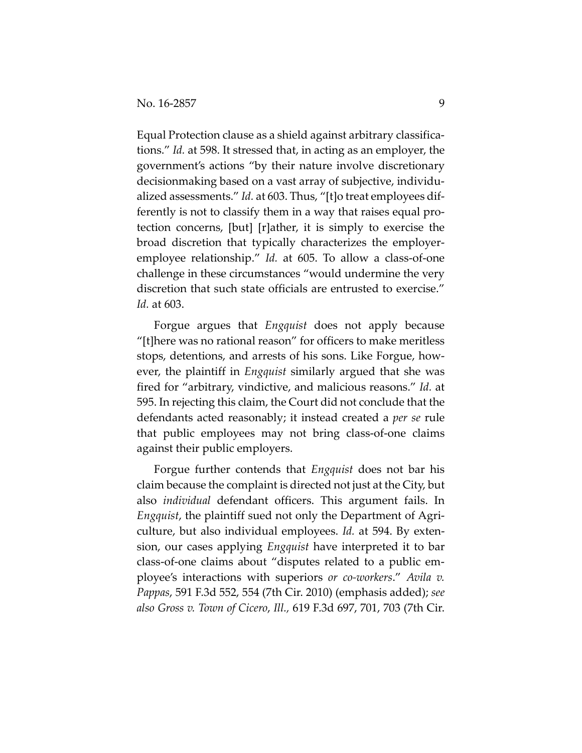Equal Protection clause as a shield against arbitrary classifications." *Id.* at 598. It stressed that, in acting as an employer, the government's actions "by their nature involve discretionary decisionmaking based on a vast array of subjective, individualized assessments." *Id.* at 603. Thus, "[t]o treat employees differently is not to classify them in a way that raises equal protection concerns, [but] [r]ather, it is simply to exercise the broad discretion that typically characterizes the employer-employee relationship." *Id.* at 605. To allow a class-of-one challenge in these circumstances "would undermine the very discretion that such state officials are entrusted to exercise." *Id.* at 603.

Forgue argues that *Engquist* does not apply because "[t]here was no rational reason" for officers to make meritless stops, detentions, and arrests of his sons. Like Forgue, however, the plaintiff in *Engquist* similarly argued that she was fired for "arbitrary, vindictive, and malicious reasons." *Id.* at 595. In rejecting this claim, the Court did not conclude that the defendants acted reasonably; it instead created a *per se* rule that public employees may not bring class-of-one claims against their public employers.

Forgue further contends that *Engquist* does not bar his claim because the complaint is directed not just at the City, but also *individual* defendant officers. This argument fails. In *Engquist*, the plaintiff sued not only the Department of Agriculture, but also individual employees. *Id.* at 594. By extension, our cases applying *Engquist* have interpreted it to bar class-of-one claims about "disputes related to a public employee's interactions with superiors *or co-workers*." *Avila v. Pappas*, 591 F.3d 552, 554 (7th Cir. 2010) (emphasis added); *see also Gross v. Town of Cicero, Ill.,* 619 F.3d 697, 701, 703 (7th Cir.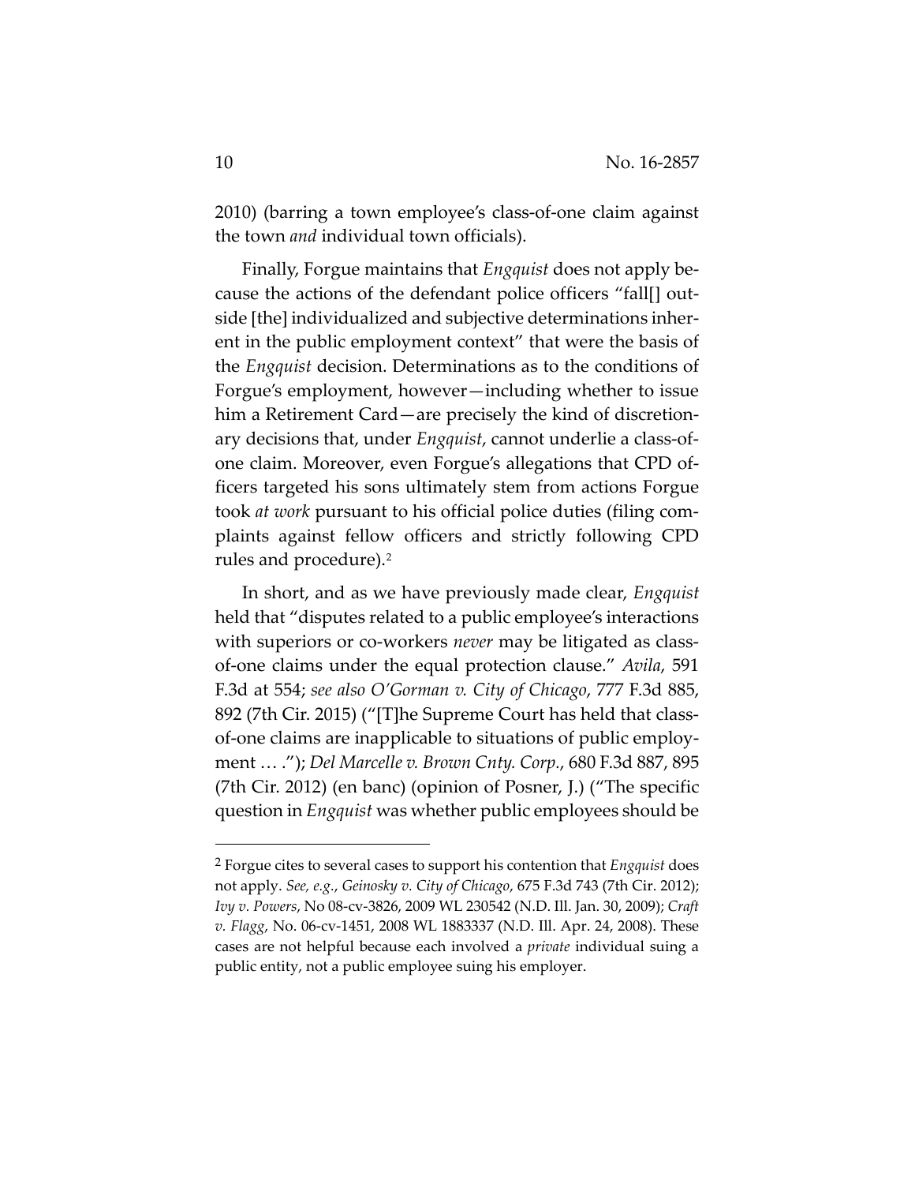2010) (barring a town employee's class-of-one claim against the town *and* individual town officials).

Finally, Forgue maintains that *Engquist* does not apply because the actions of the defendant police officers "fall[] outside [the] individualized and subjective determinations inherent in the public employment context" that were the basis of the *Engquist* decision. Determinations as to the conditions of Forgue's employment, however—including whether to issue him a Retirement Card—are precisely the kind of discretionary decisions that, under *Engquist*, cannot underlie a class-of-one claim. Moreover, even Forgue's allegations that CPD officers targeted his sons ultimately stem from actions Forgue took *at work* pursuant to his official police duties (filing complaints against fellow officers and strictly following CPD rules and procedure).[2]

In short, and as we have previously made clear, *Engquist* held that "disputes related to a public employee's interactions with superiors or co-workers *never* may be litigated as class-of-one claims under the equal protection clause." *Avila*, 591 F.3d at 554; *see also O'Gorman v. City of Chicago*, 777 F.3d 885, 892 (7th Cir. 2015) ("[T]he Supreme Court has held that class-of-one claims are inapplicable to situations of public employment … ."); *Del Marcelle v. Brown Cnty. Corp.*, 680 F.3d 887, 895 (7th Cir. 2012) (en banc) (opinion of Posner, J.) ("The specific question in *Engquist* was whether public employees should be

---

[2] Forgue cites to several cases to support his contention that *Engquist* does not apply. *See, e.g.*, *Geinosky v. City of Chicago*, 675 F.3d 743 (7th Cir. 2012); *Ivy v. Powers*, No 08-cv-3826, 2009 WL 230542 (N.D. Ill. Jan. 30, 2009); *Craft v. Flagg*, No. 06-cv-1451, 2008 WL 1883337 (N.D. Ill. Apr. 24, 2008). These cases are not helpful because each involved a *private* individual suing a public entity, not a public employee suing his employer.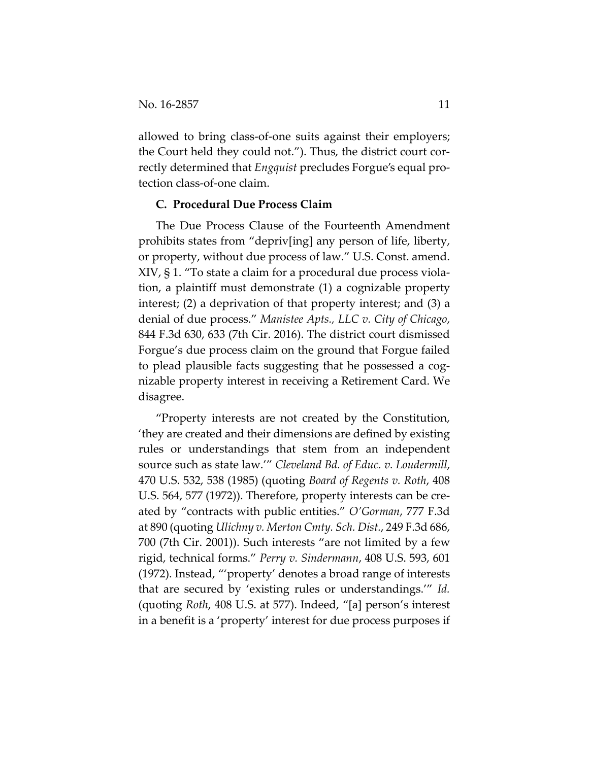allowed to bring class-of-one suits against their employers; the Court held they could not."). Thus, the district court correctly determined that *Engquist* precludes Forgue's equal protection class-of-one claim.

### C. Procedural Due Process Claim

The Due Process Clause of the Fourteenth Amendment prohibits states from "depriv[ing] any person of life, liberty, or property, without due process of law." U.S. Const. amend. XIV, § 1. "To state a claim for a procedural due process violation, a plaintiff must demonstrate (1) a cognizable property interest; (2) a deprivation of that property interest; and (3) a denial of due process." *Manistee Apts., LLC v. City of Chicago*, 844 F.3d 630, 633 (7th Cir. 2016). The district court dismissed Forgue's due process claim on the ground that Forgue failed to plead plausible facts suggesting that he possessed a cognizable property interest in receiving a Retirement Card. We disagree.

"Property interests are not created by the Constitution, 'they are created and their dimensions are defined by existing rules or understandings that stem from an independent source such as state law.'" *Cleveland Bd. of Educ. v. Loudermill*, 470 U.S. 532, 538 (1985) (quoting *Board of Regents v. Roth*, 408 U.S. 564, 577 (1972)). Therefore, property interests can be created by "contracts with public entities." *O'Gorman*, 777 F.3d at 890 (quoting *Ulichny v. Merton Cmty. Sch. Dist.*, 249 F.3d 686, 700 (7th Cir. 2001)). Such interests "are not limited by a few rigid, technical forms." *Perry v. Sindermann*, 408 U.S. 593, 601 (1972). Instead, "'property' denotes a broad range of interests that are secured by 'existing rules or understandings.'" *Id.* (quoting *Roth*, 408 U.S. at 577). Indeed, "[a] person's interest in a benefit is a 'property' interest for due process purposes if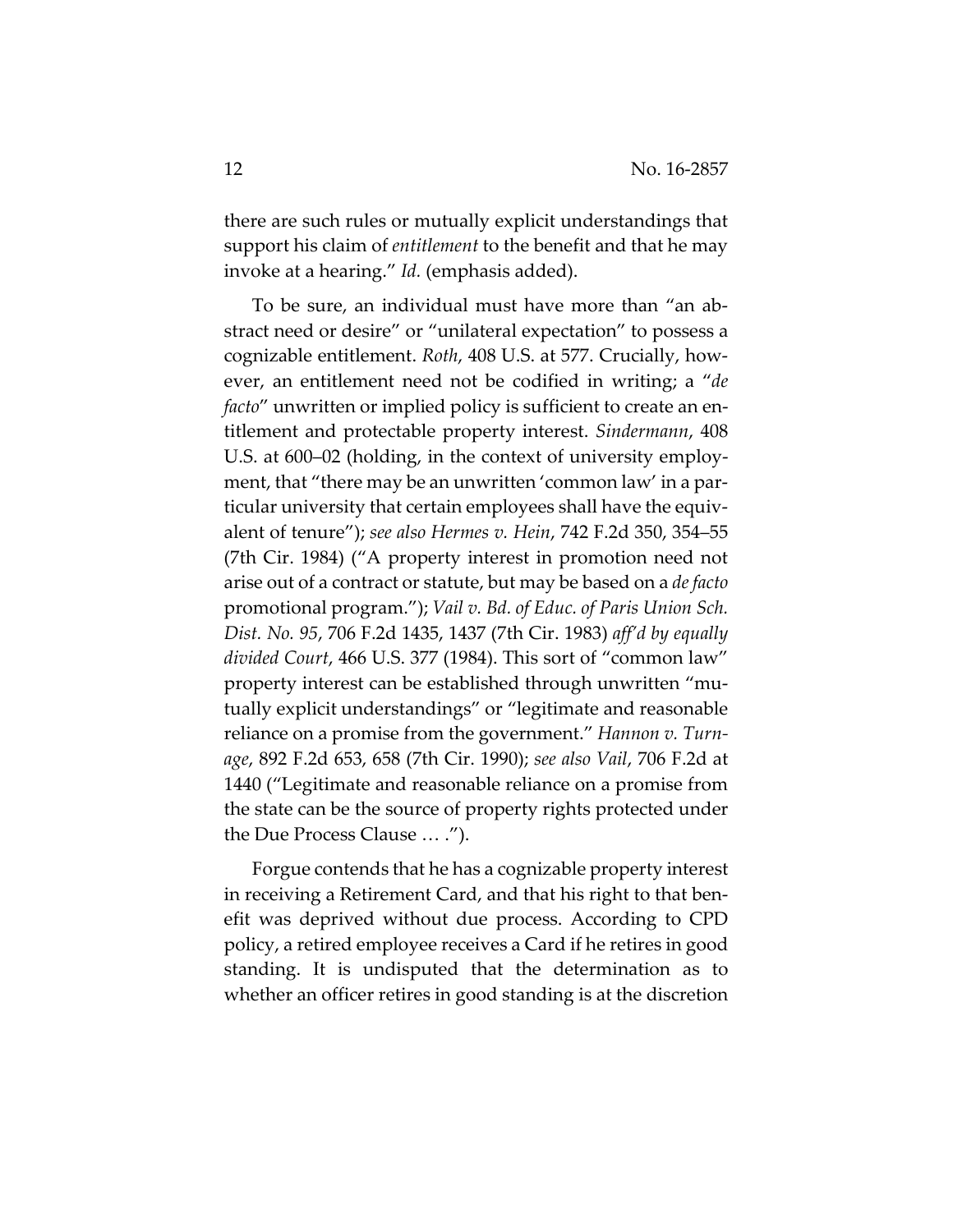there are such rules or mutually explicit understandings that support his claim of *entitlement* to the benefit and that he may invoke at a hearing." *Id.* (emphasis added).

To be sure, an individual must have more than "an abstract need or desire" or "unilateral expectation" to possess a cognizable entitlement. *Roth*, 408 U.S. at 577. Crucially, however, an entitlement need not be codified in writing; a "*de facto*" unwritten or implied policy is sufficient to create an entitlement and protectable property interest. *Sindermann*, 408 U.S. at 600–02 (holding, in the context of university employment, that "there may be an unwritten 'common law' in a particular university that certain employees shall have the equivalent of tenure"); *see also Hermes v. Hein*, 742 F.2d 350, 354–55 (7th Cir. 1984) ("A property interest in promotion need not arise out of a contract or statute, but may be based on a *de facto* promotional program."); *Vail v. Bd. of Educ. of Paris Union Sch. Dist. No. 95*, 706 F.2d 1435, 1437 (7th Cir. 1983) *aff'd by equally divided Court*, 466 U.S. 377 (1984). This sort of "common law" property interest can be established through unwritten "mutually explicit understandings" or "legitimate and reasonable reliance on a promise from the government." *Hannon v. Turnage*, 892 F.2d 653, 658 (7th Cir. 1990); *see also Vail*, 706 F.2d at 1440 ("Legitimate and reasonable reliance on a promise from the state can be the source of property rights protected under the Due Process Clause … .").

Forgue contends that he has a cognizable property interest in receiving a Retirement Card, and that his right to that benefit was deprived without due process. According to CPD policy, a retired employee receives a Card if he retires in good standing. It is undisputed that the determination as to whether an officer retires in good standing is at the discretion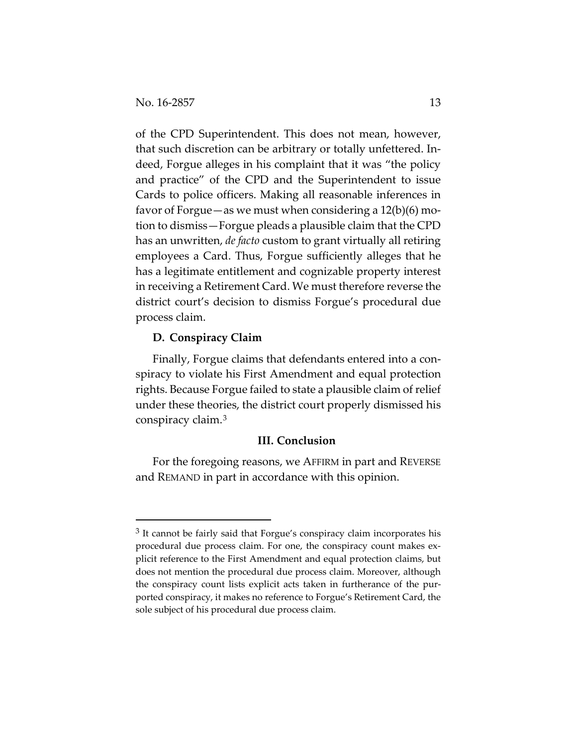of the CPD Superintendent. This does not mean, however, that such discretion can be arbitrary or totally unfettered. Indeed, Forgue alleges in his complaint that it was "the policy and practice" of the CPD and the Superintendent to issue Cards to police officers. Making all reasonable inferences in favor of Forgue—as we must when considering a 12(b)(6) motion to dismiss—Forgue pleads a plausible claim that the CPD has an unwritten, *de facto* custom to grant virtually all retiring employees a Card. Thus, Forgue sufficiently alleges that he has a legitimate entitlement and cognizable property interest in receiving a Retirement Card. We must therefore reverse the district court's decision to dismiss Forgue's procedural due process claim.

### D. Conspiracy Claim

Finally, Forgue claims that defendants entered into a conspiracy to violate his First Amendment and equal protection rights. Because Forgue failed to state a plausible claim of relief under these theories, the district court properly dismissed his conspiracy claim.[3]

## III. Conclusion

For the foregoing reasons, we AFFIRM in part and REVERSE and REMAND in part in accordance with this opinion.

---

[3] It cannot be fairly said that Forgue's conspiracy claim incorporates his procedural due process claim. For one, the conspiracy count makes explicit reference to the First Amendment and equal protection claims, but does not mention the procedural due process claim. Moreover, although the conspiracy count lists explicit acts taken in furtherance of the purported conspiracy, it makes no reference to Forgue's Retirement Card, the sole subject of his procedural due process claim.